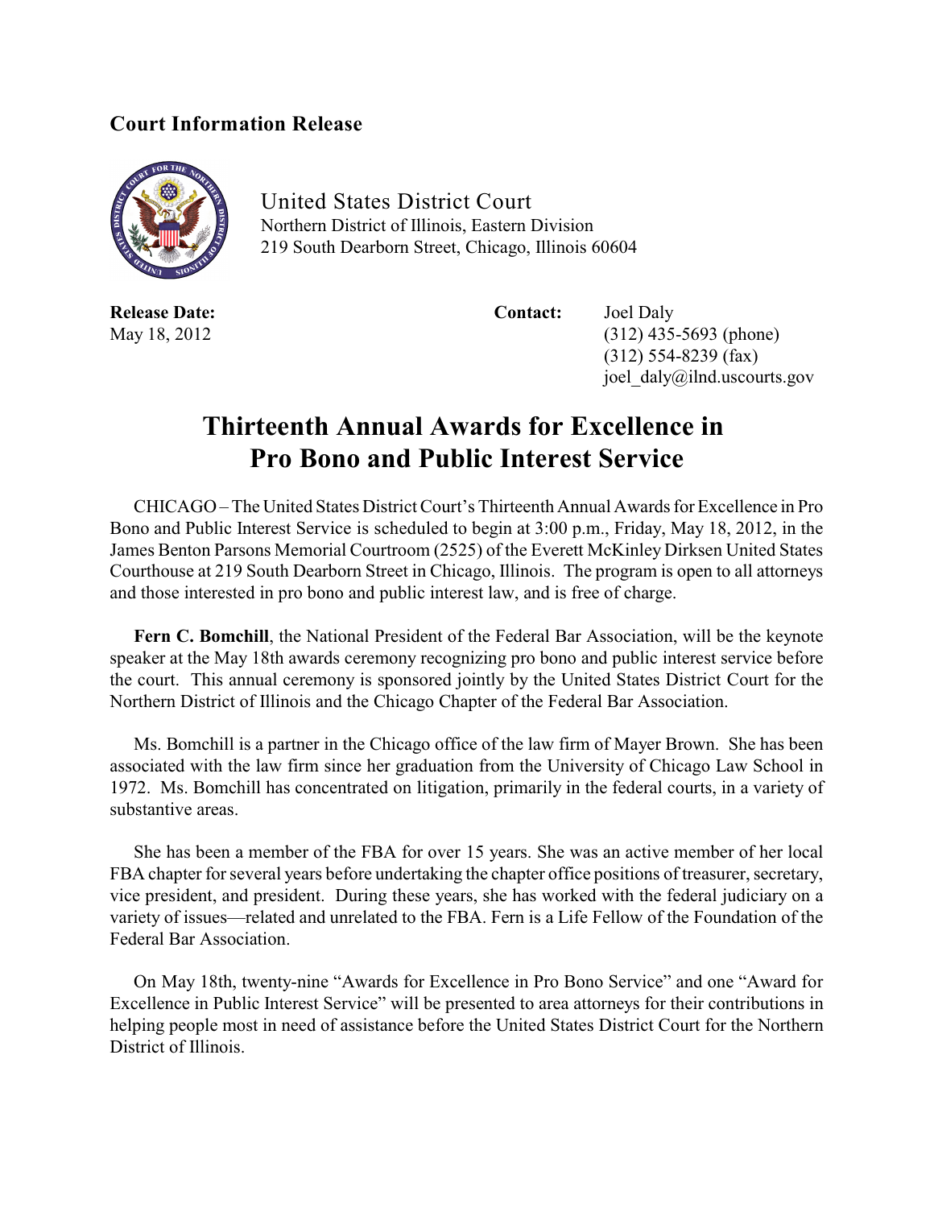**Court Information Release**

United States District Court
Northern District of Illinois, Eastern Division
219 South Dearborn Street, Chicago, Illinois 60604

**Release Date:**
May 18, 2012

**Contact:** Joel Daly
(312) 435-5693 (phone)
(312) 554-8239 (fax)
joel_daly@ilnd.uscourts.gov

# Thirteenth Annual Awards for Excellence in Pro Bono and Public Interest Service

CHICAGO – The United States District Court's Thirteenth Annual Awards for Excellence in Pro Bono and Public Interest Service is scheduled to begin at 3:00 p.m., Friday, May 18, 2012, in the James Benton Parsons Memorial Courtroom (2525) of the Everett McKinley Dirksen United States Courthouse at 219 South Dearborn Street in Chicago, Illinois. The program is open to all attorneys and those interested in pro bono and public interest law, and is free of charge.

**Fern C. Bomchill**, the National President of the Federal Bar Association, will be the keynote speaker at the May 18th awards ceremony recognizing pro bono and public interest service before the court. This annual ceremony is sponsored jointly by the United States District Court for the Northern District of Illinois and the Chicago Chapter of the Federal Bar Association.

Ms. Bomchill is a partner in the Chicago office of the law firm of Mayer Brown. She has been associated with the law firm since her graduation from the University of Chicago Law School in 1972. Ms. Bomchill has concentrated on litigation, primarily in the federal courts, in a variety of substantive areas.

She has been a member of the FBA for over 15 years. She was an active member of her local FBA chapter for several years before undertaking the chapter office positions of treasurer, secretary, vice president, and president. During these years, she has worked with the federal judiciary on a variety of issues—related and unrelated to the FBA. Fern is a Life Fellow of the Foundation of the Federal Bar Association.

On May 18th, twenty-nine "Awards for Excellence in Pro Bono Service" and one "Award for Excellence in Public Interest Service" will be presented to area attorneys for their contributions in helping people most in need of assistance before the United States District Court for the Northern District of Illinois.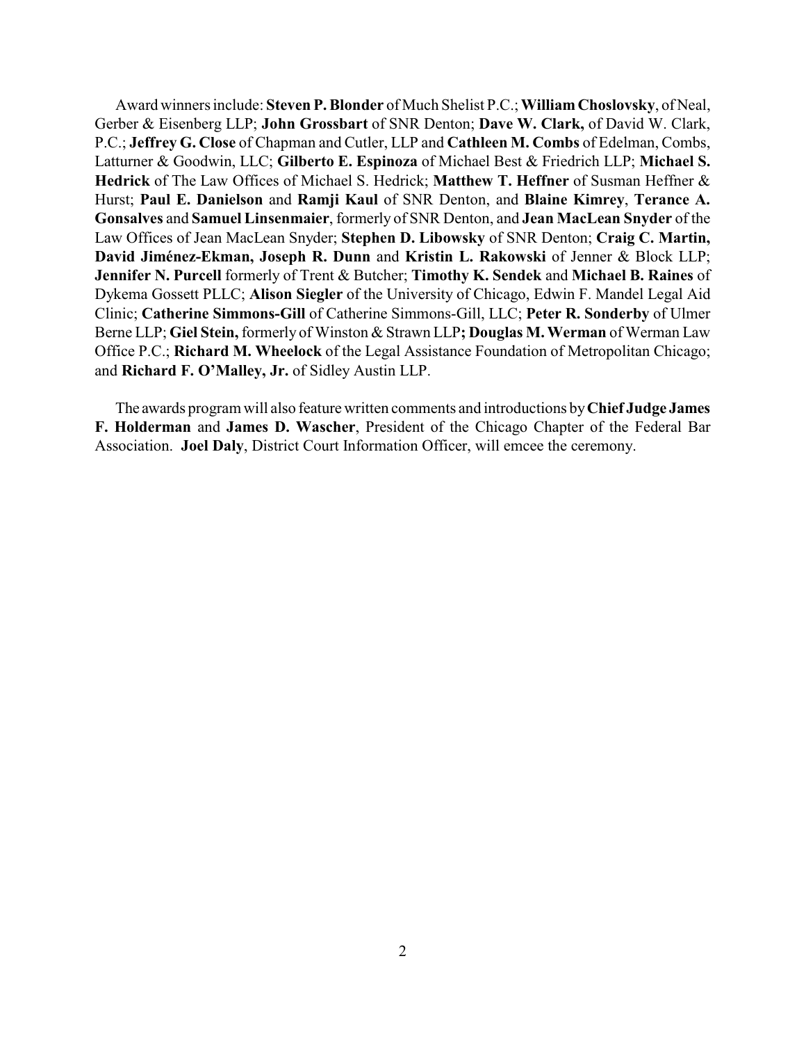Award winners include: **Steven P. Blonder** of Much Shelist P.C.; **William Choslovsky**, of Neal, Gerber & Eisenberg LLP; **John Grossbart** of SNR Denton; **Dave W. Clark,** of David W. Clark, P.C.; **Jeffrey G. Close** of Chapman and Cutler, LLP and **Cathleen M. Combs** of Edelman, Combs, Latturner & Goodwin, LLC; **Gilberto E. Espinoza** of Michael Best & Friedrich LLP; **Michael S. Hedrick** of The Law Offices of Michael S. Hedrick; **Matthew T. Heffner** of Susman Heffner & Hurst; **Paul E. Danielson** and **Ramji Kaul** of SNR Denton, and **Blaine Kimrey**, **Terance A. Gonsalves** and **Samuel Linsenmaier**, formerly of SNR Denton, and **Jean MacLean Snyder** of the Law Offices of Jean MacLean Snyder; **Stephen D. Libowsky** of SNR Denton; **Craig C. Martin, David Jiménez-Ekman, Joseph R. Dunn** and **Kristin L. Rakowski** of Jenner & Block LLP; **Jennifer N. Purcell** formerly of Trent & Butcher; **Timothy K. Sendek** and **Michael B. Raines** of Dykema Gossett PLLC; **Alison Siegler** of the University of Chicago, Edwin F. Mandel Legal Aid Clinic; **Catherine Simmons-Gill** of Catherine Simmons-Gill, LLC; **Peter R. Sonderby** of Ulmer Berne LLP; **Giel Stein,** formerly of Winston & Strawn LLP**; Douglas M. Werman** of Werman Law Office P.C.; **Richard M. Wheelock** of the Legal Assistance Foundation of Metropolitan Chicago; and **Richard F. O'Malley, Jr.** of Sidley Austin LLP.

The awards program will also feature written comments and introductions by **Chief Judge James F. Holderman** and **James D. Wascher**, President of the Chicago Chapter of the Federal Bar Association. **Joel Daly**, District Court Information Officer, will emcee the ceremony.